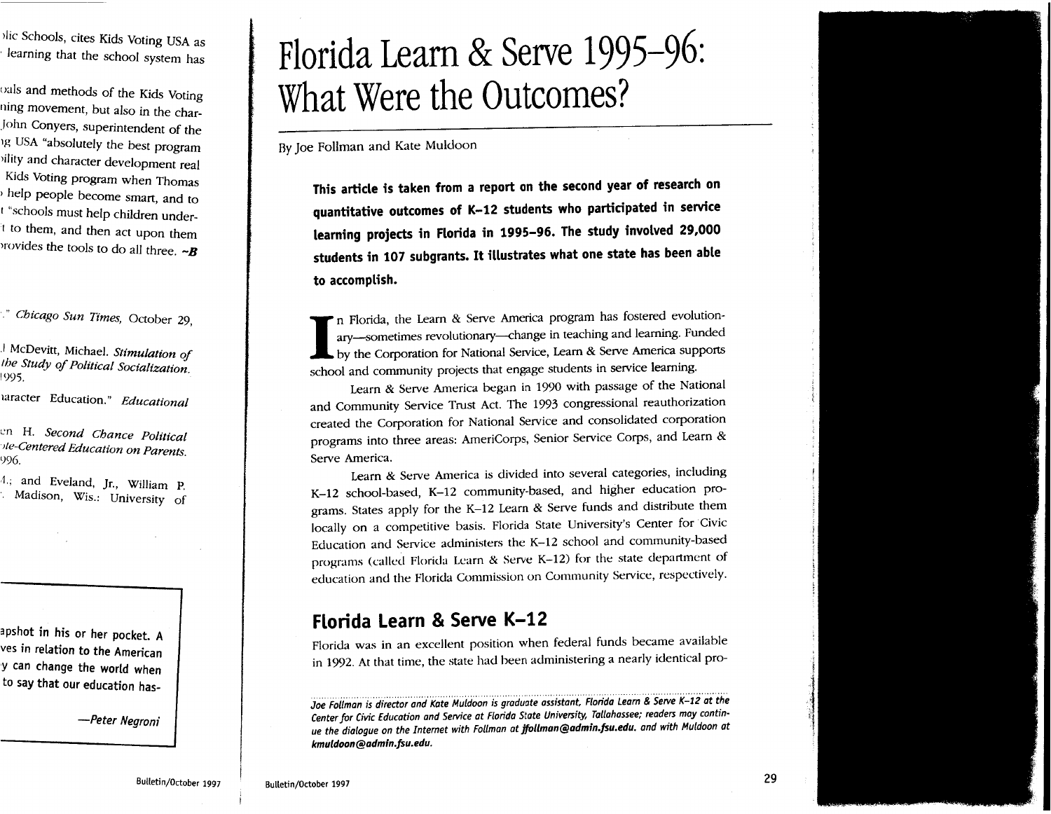# Florida Learn & Serve 1995–96: What Were the Outcomes?

By Joe Follman and Kate Muldoon

**This article is taken from a report on the second year of research on quantitative outcomes of K–12 students who participated in service learning projects in Florida in 1995–96. The study involved 29,000 students in 107 subgrants. It illustrates what one state has been able to accomplish.**

In Florida, the Learn & Serve America program has fostered evolutionary—sometimes revolutionary—change in teaching and learning. Funded by the Corporation for National Service, Learn & Serve America supports school and community projects that engage students in service learning.

Learn & Serve America began in 1990 with passage of the National and Community Service Trust Act. The 1993 congressional reauthorization created the Corporation for National Service and consolidated corporation programs into three areas: AmeriCorps, Senior Service Corps, and Learn & Serve America.

Learn & Serve America is divided into several categories, including K–12 school-based, K–12 community-based, and higher education programs. States apply for the K–12 Learn & Serve funds and distribute them locally on a competitive basis. Florida State University's Center for Civic Education and Service administers the K–12 school and community-based programs (called Florida Learn & Serve K–12) for the state department of education and the Florida Commission on Community Service, respectively.

## Florida Learn & Serve K–12

Florida was in an excellent position when federal funds became available in 1992. At that time, the state had been administering a nearly identical pro-

*Joe Follman is director and Kate Muldoon is graduate assistant, Florida Learn & Serve K-12 at the Center for Civic Education and Service at Florida State University, Tallahassee; readers may continue the dialogue on the Internet with Follman at **jfollman@admin.fsu.edu.** and with Muldoon at **kmuldoon@admin.fsu.edu.***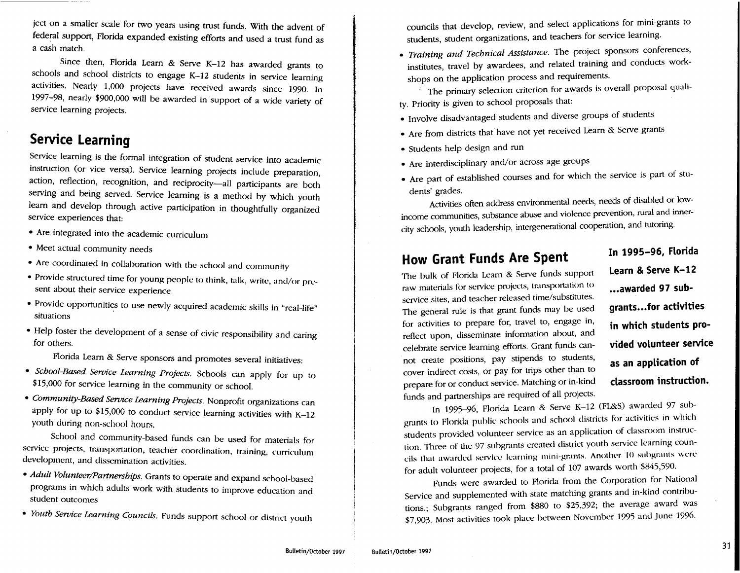ject on a smaller scale for two years using trust funds. With the advent of federal support, Florida expanded existing efforts and used a trust fund as a cash match.

Since then, Florida Learn & Serve K–12 has awarded grants to schools and school districts to engage K–12 students in service learning activities. Nearly 1,000 projects have received awards since 1990. In 1997–98, nearly $900,000 will be awarded in support of a wide variety of service learning projects.

## Service Learning

Service learning is the formal integration of student service into academic instruction (or vice versa). Service learning projects include preparation, action, reflection, recognition, and reciprocity—all participants are both serving and being served. Service learning is a method by which youth learn and develop through active participation in thoughtfully organized service experiences that:

- Are integrated into the academic curriculum
- Meet actual community needs
- Are coordinated in collaboration with the school and community
- Provide structured time for young people to think, talk, write, and/or present about their service experience
- Provide opportunities to use newly acquired academic skills in "real-life" situations
- Help foster the development of a sense of civic responsibility and caring for others.

Florida Learn & Serve sponsors and promotes several initiatives:

- *School-Based Service Learning Projects.* Schools can apply for up to $15,000 for service learning in the community or school.
- *Community-Based Service Learning Projects.* Nonprofit organizations can apply for up to $15,000 to conduct service learning activities with K–12 youth during non-school hours.

School and community-based funds can be used for materials for service projects, transportation, teacher coordination, training, curriculum development, and dissemination activities.

- *Adult Volunteer/Partnerships.* Grants to operate and expand school-based programs in which adults work with students to improve education and student outcomes
- *Youth Service Learning Councils.* Funds support school or district youth councils that develop, review, and select applications for mini-grants to students, student organizations, and teachers for service learning.
- *Training and Technical Assistance.* The project sponsors conferences, institutes, travel by awardees, and related training and conducts workshops on the application process and requirements.

The primary selection criterion for awards is overall proposal quality. Priority is given to school proposals that:

- Involve disadvantaged students and diverse groups of students
- Are from districts that have not yet received Learn & Serve grants
- Students help design and run
- Are interdisciplinary and/or across age groups
- Are part of established courses and for which the service is part of students' grades.

Activities often address environmental needs, needs of disabled or low-income communities, substance abuse and violence prevention, rural and inner-city schools, youth leadership, intergenerational cooperation, and tutoring.

## How Grant Funds Are Spent

**In 1995–96, Florida Learn & Serve K–12 ...awarded 97 subgrants...for activities in which students provided volunteer service as an application of classroom instruction.**

The bulk of Florida Learn & Serve funds support raw materials for service projects, transportation to service sites, and teacher released time/substitutes. The general rule is that grant funds may be used for activities to prepare for, travel to, engage in, reflect upon, disseminate information about, and celebrate service learning efforts. Grant funds cannot create positions, pay stipends to students, cover indirect costs, or pay for trips other than to prepare for or conduct service. Matching or in-kind funds and partnerships are required of all projects.

In 1995–96, Florida Learn & Serve K–12 (FL&S) awarded 97 subgrants to Florida public schools and school districts for activities in which students provided volunteer service as an application of classroom instruction. Three of the 97 subgrants created district youth service learning councils that awarded service learning mini-grants. Another 10 subgrants were for adult volunteer projects, for a total of 107 awards worth $845,590.

Funds were awarded to Florida from the Corporation for National Service and supplemented with state matching grants and in-kind contributions.; Subgrants ranged from $880 to $25,392; the average award was $7,903. Most activities took place between November 1995 and June 1996.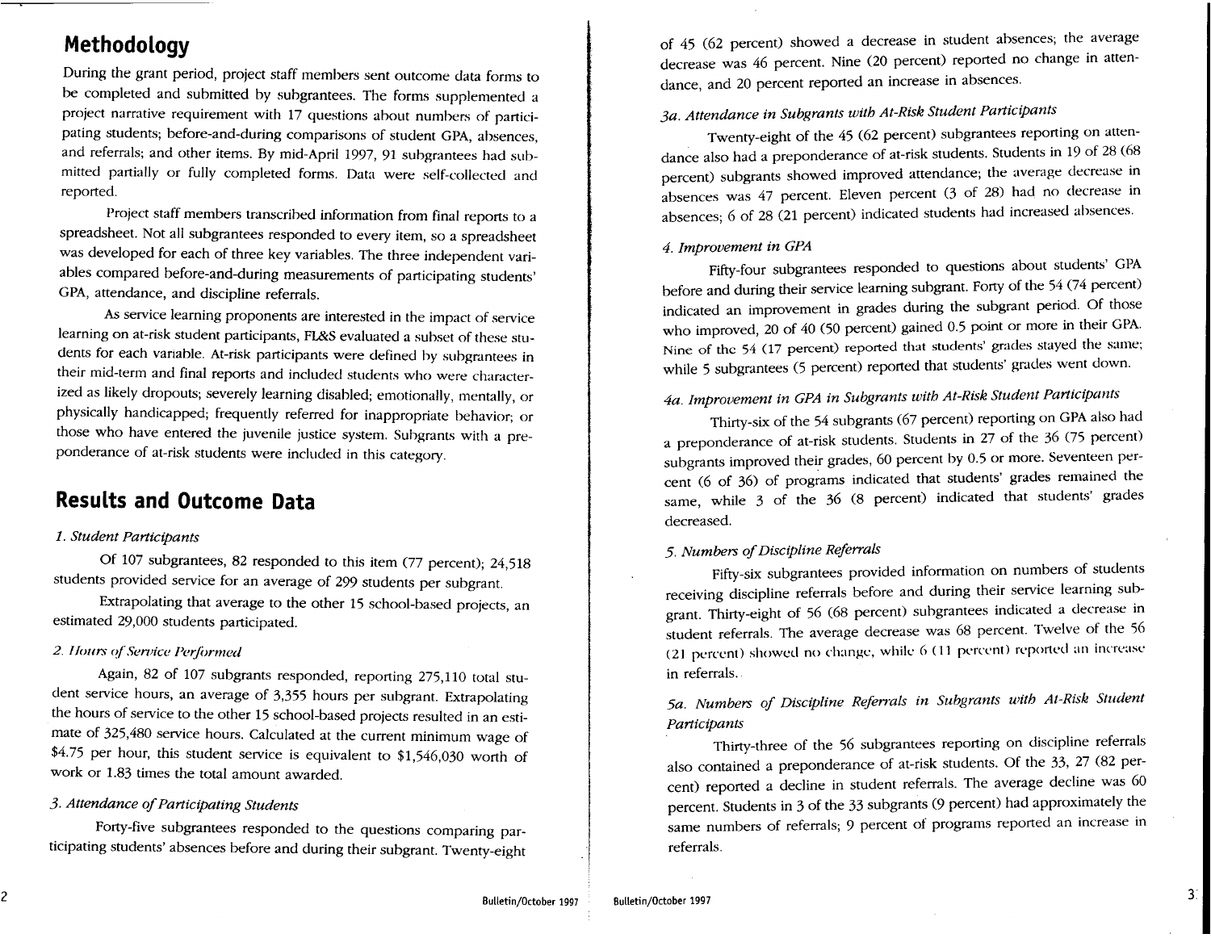## Methodology

During the grant period, project staff members sent outcome data forms to be completed and submitted by subgrantees. The forms supplemented a project narrative requirement with 17 questions about numbers of participating students; before-and-during comparisons of student GPA, absences, and referrals; and other items. By mid-April 1997, 91 subgrantees had submitted partially or fully completed forms. Data were self-collected and reported.

Project staff members transcribed information from final reports to a spreadsheet. Not all subgrantees responded to every item, so a spreadsheet was developed for each of three key variables. The three independent variables compared before-and-during measurements of participating students' GPA, attendance, and discipline referrals.

As service learning proponents are interested in the impact of service learning on at-risk student participants, FL&S evaluated a subset of these students for each variable. At-risk participants were defined by subgrantees in their mid-term and final reports and included students who were characterized as likely dropouts; severely learning disabled; emotionally, mentally, or physically handicapped; frequently referred for inappropriate behavior; or those who have entered the juvenile justice system. Subgrants with a preponderance of at-risk students were included in this category.

## Results and Outcome Data

*1. Student Participants*

Of 107 subgrantees, 82 responded to this item (77 percent); 24,518 students provided service for an average of 299 students per subgrant.

Extrapolating that average to the other 15 school-based projects, an estimated 29,000 students participated.

*2. Hours of Service Performed*

Again, 82 of 107 subgrants responded, reporting 275,110 total student service hours, an average of 3,355 hours per subgrant. Extrapolating the hours of service to the other 15 school-based projects resulted in an estimate of 325,480 service hours. Calculated at the current minimum wage of $4.75 per hour, this student service is equivalent to $1,546,030 worth of work or 1.83 times the total amount awarded.

*3. Attendance of Participating Students*

Forty-five subgrantees responded to the questions comparing participating students' absences before and during their subgrant. Twenty-eight of 45 (62 percent) showed a decrease in student absences; the average decrease was 46 percent. Nine (20 percent) reported no change in attendance, and 20 percent reported an increase in absences.

*3a. Attendance in Subgrants with At-Risk Student Participants*

Twenty-eight of the 45 (62 percent) subgrantees reporting on attendance also had a preponderance of at-risk students. Students in 19 of 28 (68 percent) subgrants showed improved attendance; the average decrease in absences was 47 percent. Eleven percent (3 of 28) had no decrease in absences; 6 of 28 (21 percent) indicated students had increased absences.

*4. Improvement in GPA*

Fifty-four subgrantees responded to questions about students' GPA before and during their service learning subgrant. Forty of the 54 (74 percent) indicated an improvement in grades during the subgrant period. Of those who improved, 20 of 40 (50 percent) gained 0.5 point or more in their GPA. Nine of the 54 (17 percent) reported that students' grades stayed the same; while 5 subgrantees (5 percent) reported that students' grades went down.

*4a. Improvement in GPA in Subgrants with At-Risk Student Participants*

Thirty-six of the 54 subgrants (67 percent) reporting on GPA also had a preponderance of at-risk students. Students in 27 of the 36 (75 percent) subgrants improved their grades, 60 percent by 0.5 or more. Seventeen percent (6 of 36) of programs indicated that students' grades remained the same, while 3 of the 36 (8 percent) indicated that students' grades decreased.

*5. Numbers of Discipline Referrals*

Fifty-six subgrantees provided information on numbers of students receiving discipline referrals before and during their service learning subgrant. Thirty-eight of 56 (68 percent) subgrantees indicated a decrease in student referrals. The average decrease was 68 percent. Twelve of the 56 (21 percent) showed no change, while 6 (11 percent) reported an increase in referrals.

*5a. Numbers of Discipline Referrals in Subgrants with At-Risk Student Participants*

Thirty-three of the 56 subgrantees reporting on discipline referrals also contained a preponderance of at-risk students. Of the 33, 27 (82 percent) reported a decline in student referrals. The average decline was 60 percent. Students in 3 of the 33 subgrants (9 percent) had approximately the same numbers of referrals; 9 percent of programs reported an increase in referrals.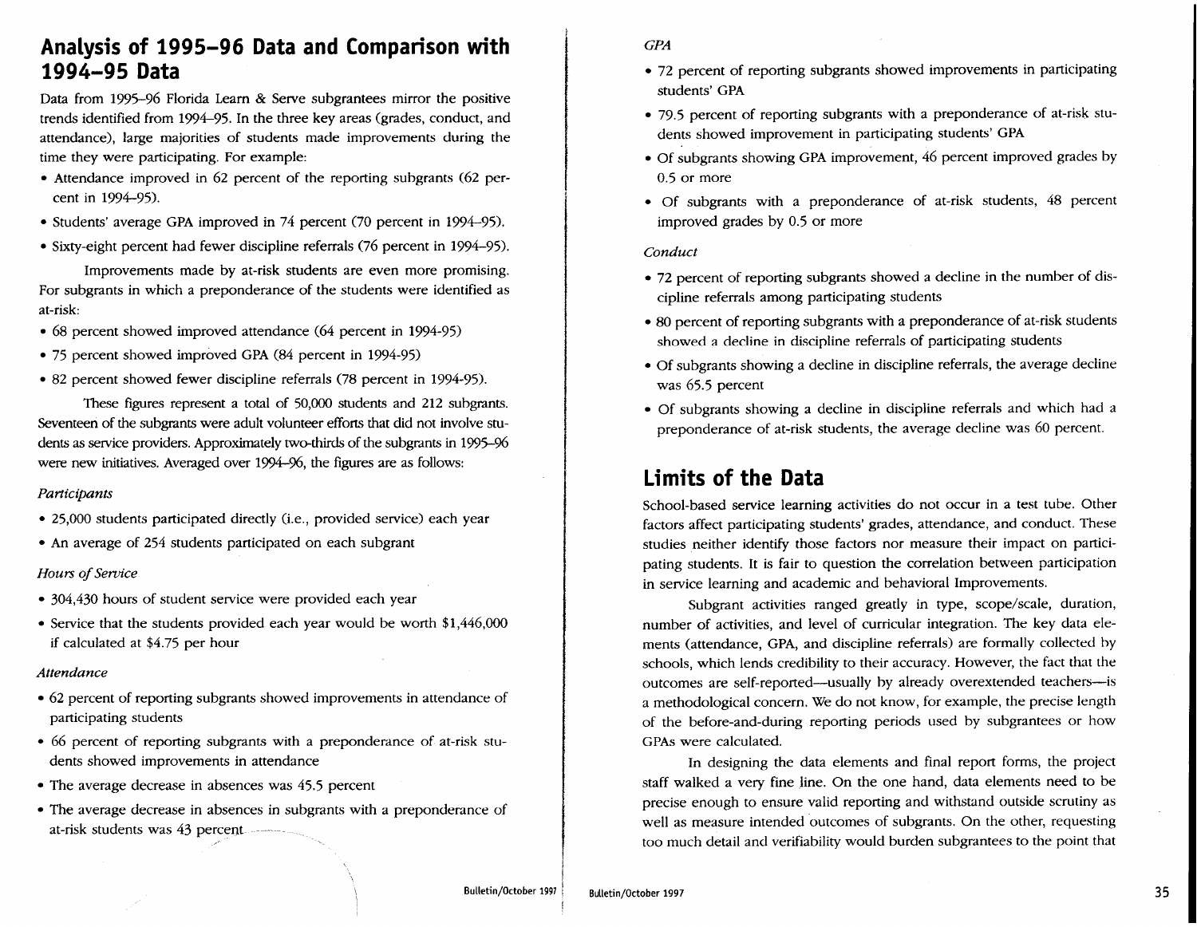## Analysis of 1995–96 Data and Comparison with 1994–95 Data

Data from 1995–96 Florida Learn & Serve subgrantees mirror the positive trends identified from 1994–95. In the three key areas (grades, conduct, and attendance), large majorities of students made improvements during the time they were participating. For example:

- Attendance improved in 62 percent of the reporting subgrants (62 percent in 1994–95).
- Students' average GPA improved in 74 percent (70 percent in 1994–95).
- Sixty-eight percent had fewer discipline referrals (76 percent in 1994–95).

Improvements made by at-risk students are even more promising. For subgrants in which a preponderance of the students were identified as at-risk:

- 68 percent showed improved attendance (64 percent in 1994-95)
- 75 percent showed improved GPA (84 percent in 1994-95)
- 82 percent showed fewer discipline referrals (78 percent in 1994-95).

These figures represent a total of 50,000 students and 212 subgrants. Seventeen of the subgrants were adult volunteer efforts that did not involve students as service providers. Approximately two-thirds of the subgrants in 1995–96 were new initiatives. Averaged over 1994–96, the figures are as follows:

*Participants*

- 25,000 students participated directly (i.e., provided service) each year
- An average of 254 students participated on each subgrant

*Hours of Service*

- 304,430 hours of student service were provided each year
- Service that the students provided each year would be worth $1,446,000 if calculated at $4.75 per hour

*Attendance*

- 62 percent of reporting subgrants showed improvements in attendance of participating students
- 66 percent of reporting subgrants with a preponderance of at-risk students showed improvements in attendance
- The average decrease in absences was 45.5 percent
- The average decrease in absences in subgrants with a preponderance of at-risk students was 43 percent

*GPA*

- 72 percent of reporting subgrants showed improvements in participating students' GPA
- 79.5 percent of reporting subgrants with a preponderance of at-risk students showed improvement in participating students' GPA
- Of subgrants showing GPA improvement, 46 percent improved grades by 0.5 or more
- Of subgrants with a preponderance of at-risk students, 48 percent improved grades by 0.5 or more

*Conduct*

- 72 percent of reporting subgrants showed a decline in the number of discipline referrals among participating students
- 80 percent of reporting subgrants with a preponderance of at-risk students showed a decline in discipline referrals of participating students
- Of subgrants showing a decline in discipline referrals, the average decline was 65.5 percent
- Of subgrants showing a decline in discipline referrals and which had a preponderance of at-risk students, the average decline was 60 percent.

## Limits of the Data

School-based service learning activities do not occur in a test tube. Other factors affect participating students' grades, attendance, and conduct. These studies neither identify those factors nor measure their impact on participating students. It is fair to question the correlation between participation in service learning and academic and behavioral Improvements.

Subgrant activities ranged greatly in type, scope/scale, duration, number of activities, and level of curricular integration. The key data elements (attendance, GPA, and discipline referrals) are formally collected by schools, which lends credibility to their accuracy. However, the fact that the outcomes are self-reported—usually by already overextended teachers—is a methodological concern. We do not know, for example, the precise length of the before-and-during reporting periods used by subgrantees or how GPAs were calculated.

In designing the data elements and final report forms, the project staff walked a very fine line. On the one hand, data elements need to be precise enough to ensure valid reporting and withstand outside scrutiny as well as measure intended outcomes of subgrants. On the other, requesting too much detail and verifiability would burden subgrantees to the point that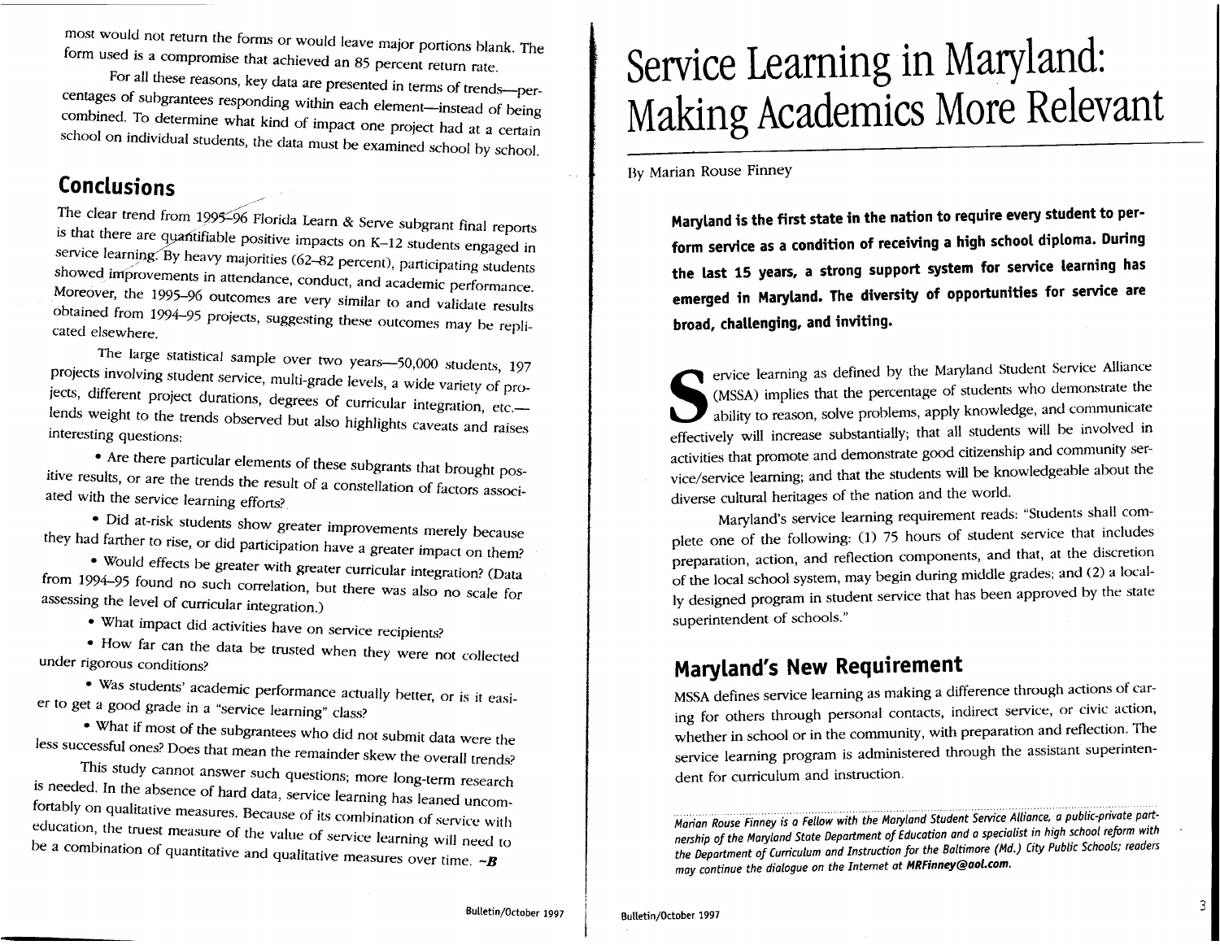most would not return the forms or would leave major portions blank. The form used is a compromise that achieved an 85 percent return rate.

For all these reasons, key data are presented in terms of trends—percentages of subgrantees responding within each element—instead of being combined. To determine what kind of impact one project had at a certain school on individual students, the data must be examined school by school.

## Conclusions

The clear trend from 1995–96 Florida Learn & Serve subgrant final reports is that there are quantifiable positive impacts on K–12 students engaged in service learning. By heavy majorities (62–82 percent), participating students showed improvements in attendance, conduct, and academic performance. Moreover, the 1995–96 outcomes are very similar to and validate results obtained from 1994–95 projects, suggesting these outcomes may be replicated elsewhere.

The large statistical sample over two years—50,000 students, 197 projects involving student service, multi-grade levels, a wide variety of projects, different project durations, degrees of curricular integration, etc.—lends weight to the trends observed but also highlights caveats and raises interesting questions:

- Are there particular elements of these subgrants that brought positive results, or are the trends the result of a constellation of factors associated with the service learning efforts?
- Did at-risk students show greater improvements merely because they had farther to rise, or did participation have a greater impact on them?
- Would effects be greater with greater curricular integration? (Data from 1994–95 found no such correlation, but there was also no scale for assessing the level of curricular integration.)
- What impact did activities have on service recipients?
- How far can the data be trusted when they were not collected under rigorous conditions?
- Was students' academic performance actually better, or is it easier to get a good grade in a "service learning" class?
- What if most of the subgrantees who did not submit data were the less successful ones? Does that mean the remainder skew the overall trends?

This study cannot answer such questions; more long-term research is needed. In the absence of hard data, service learning has leaned uncomfortably on qualitative measures. Because of its combination of service with education, the truest measure of the value of service learning will need to be a combination of quantitative and qualitative measures over time. ~B

# Service Learning in Maryland: Making Academics More Relevant

By Marian Rouse Finney

**Maryland is the first state in the nation to require every student to perform service as a condition of receiving a high school diploma. During the last 15 years, a strong support system for service learning has emerged in Maryland. The diversity of opportunities for service are broad, challenging, and inviting.**

Service learning as defined by the Maryland Student Service Alliance (MSSA) implies that the percentage of students who demonstrate the ability to reason, solve problems, apply knowledge, and communicate effectively will increase substantially; that all students will be involved in activities that promote and demonstrate good citizenship and community service/service learning; and that the students will be knowledgeable about the diverse cultural heritages of the nation and the world.

Maryland's service learning requirement reads: "Students shall complete one of the following: (1) 75 hours of student service that includes preparation, action, and reflection components, and that, at the discretion of the local school system, may begin during middle grades; and (2) a locally designed program in student service that has been approved by the state superintendent of schools."

## Maryland's New Requirement

MSSA defines service learning as making a difference through actions of caring for others through personal contacts, indirect service, or civic action, whether in school or in the community, with preparation and reflection. The service learning program is administered through the assistant superintendent for curriculum and instruction.

*Marian Rouse Finney is a Fellow with the Maryland Student Service Alliance, a public-private partnership of the Maryland State Department of Education and a specialist in high school reform with the Department of Curriculum and Instruction for the Baltimore (Md.) City Public Schools; readers may continue the dialogue on the Internet at* ***MRFinney@aol.com.***